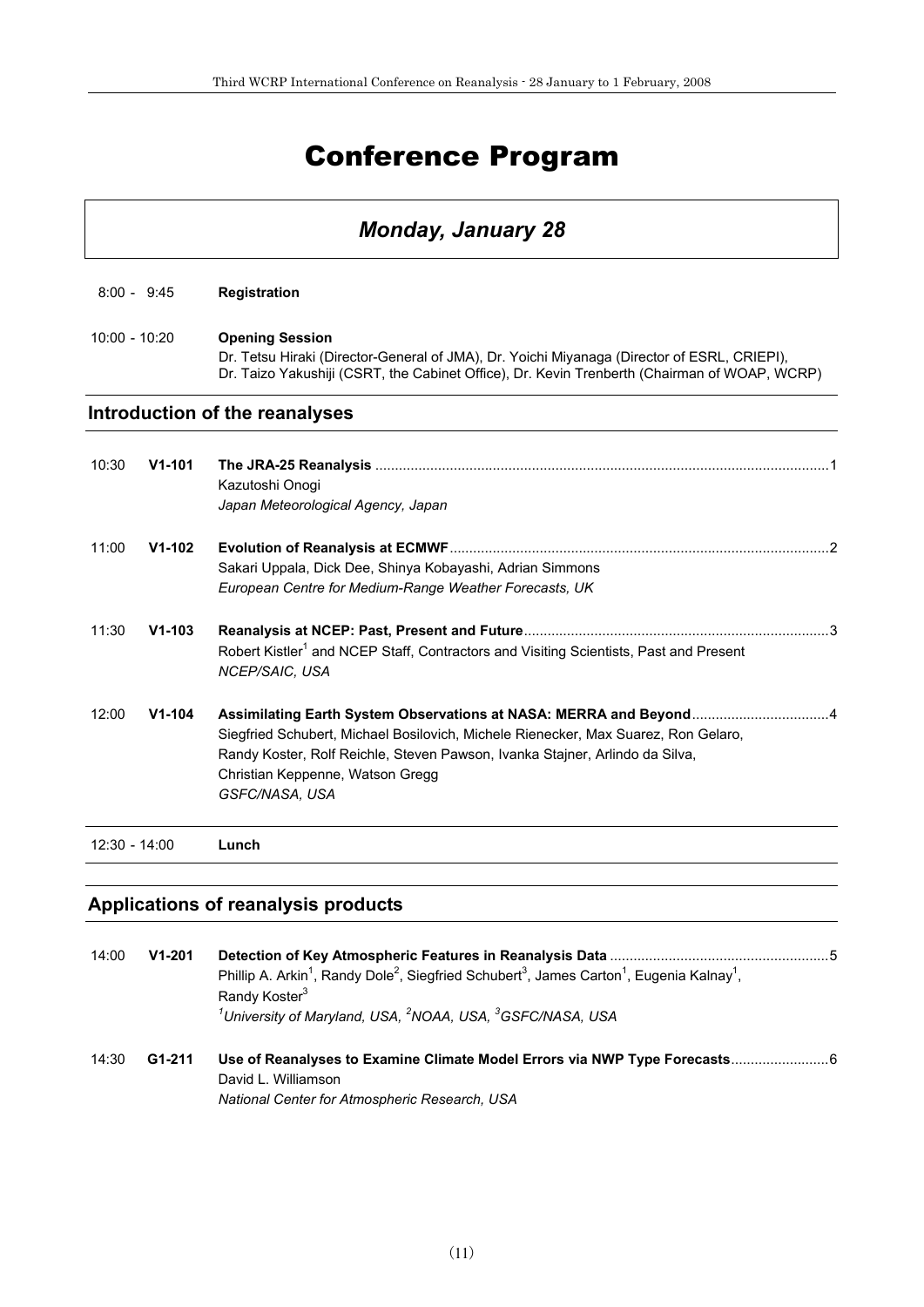# Conference Program

## Monday, January 28

8:00 - 9:45 **Registration**

10:00 - 10:20 **Opening Session**
Dr. Tetsu Hiraki (Director-General of JMA), Dr. Yoichi Miyanaga (Director of ESRL, CRIEPI), Dr. Taizo Yakushiji (CSRT, the Cabinet Office), Dr. Kevin Trenberth (Chairman of WOAP, WCRP)

### Introduction of the reanalyses

10:30 **V1-101** **The JRA-25 Reanalysis** ....1
Kazutoshi Onogi
*Japan Meteorological Agency, Japan*

11:00 **V1-102** **Evolution of Reanalysis at ECMWF** ....2
Sakari Uppala, Dick Dee, Shinya Kobayashi, Adrian Simmons
*European Centre for Medium-Range Weather Forecasts, UK*

11:30 **V1-103** **Reanalysis at NCEP: Past, Present and Future** ....3
Robert Kistler[1] and NCEP Staff, Contractors and Visiting Scientists, Past and Present
*NCEP/SAIC, USA*

12:00 **V1-104** **Assimilating Earth System Observations at NASA: MERRA and Beyond** ....4
Siegfried Schubert, Michael Bosilovich, Michele Rienecker, Max Suarez, Ron Gelaro, Randy Koster, Rolf Reichle, Steven Pawson, Ivanka Stajner, Arlindo da Silva, Christian Keppenne, Watson Gregg
*GSFC/NASA, USA*

12:30 - 14:00 **Lunch**

### Applications of reanalysis products

14:00 **V1-201** **Detection of Key Atmospheric Features in Reanalysis Data** ....5
Phillip A. Arkin[1], Randy Dole[2], Siegfried Schubert[3], James Carton[1], Eugenia Kalnay[1], Randy Koster[3]
*[1]University of Maryland, USA, [2]NOAA, USA, [3]GSFC/NASA, USA*

14:30 **G1-211** **Use of Reanalyses to Examine Climate Model Errors via NWP Type Forecasts** ....6
David L. Williamson
*National Center for Atmospheric Research, USA*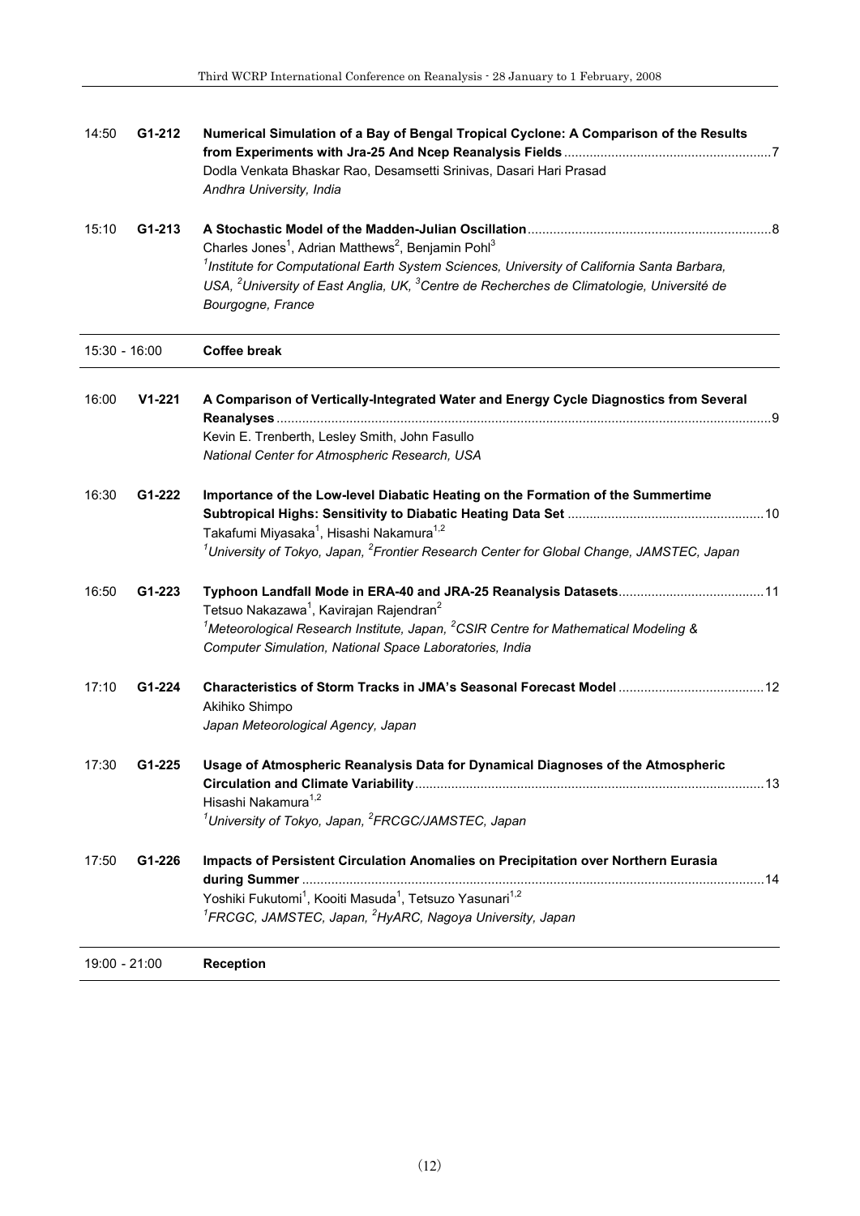| | | |
|---|---|---|
| 14:50 | **G1-212** | **Numerical Simulation of a Bay of Bengal Tropical Cyclone: A Comparison of the Results from Experiments with Jra-25 And Ncep Reanalysis Fields** ........ 7<br>Dodla Venkata Bhaskar Rao, Desamsetti Srinivas, Dasari Hari Prasad<br>*Andhra University, India* |
| 15:10 | **G1-213** | **A Stochastic Model of the Madden-Julian Oscillation** ........ 8<br>Charles Jones[1], Adrian Matthews[2], Benjamin Pohl[3]<br>*[1]Institute for Computational Earth System Sciences, University of California Santa Barbara, USA, [2]University of East Anglia, UK, [3]Centre de Recherches de Climatologie, Université de Bourgogne, France* |
| 15:30 - 16:00 | | **Coffee break** |
| 16:00 | **V1-221** | **A Comparison of Vertically-Integrated Water and Energy Cycle Diagnostics from Several Reanalyses** ........ 9<br>Kevin E. Trenberth, Lesley Smith, John Fasullo<br>*National Center for Atmospheric Research, USA* |
| 16:30 | **G1-222** | **Importance of the Low-level Diabatic Heating on the Formation of the Summertime Subtropical Highs: Sensitivity to Diabatic Heating Data Set** ........ 10<br>Takafumi Miyasaka[1], Hisashi Nakamura[1,2]<br>*[1]University of Tokyo, Japan, [2]Frontier Research Center for Global Change, JAMSTEC, Japan* |
| 16:50 | **G1-223** | **Typhoon Landfall Mode in ERA-40 and JRA-25 Reanalysis Datasets** ........ 11<br>Tetsuo Nakazawa[1], Kavirajan Rajendran[2]<br>*[1]Meteorological Research Institute, Japan, [2]CSIR Centre for Mathematical Modeling & Computer Simulation, National Space Laboratories, India* |
| 17:10 | **G1-224** | **Characteristics of Storm Tracks in JMA's Seasonal Forecast Model** ........ 12<br>Akihiko Shimpo<br>*Japan Meteorological Agency, Japan* |
| 17:30 | **G1-225** | **Usage of Atmospheric Reanalysis Data for Dynamical Diagnoses of the Atmospheric Circulation and Climate Variability** ........ 13<br>Hisashi Nakamura[1,2]<br>*[1]University of Tokyo, Japan, [2]FRCGC/JAMSTEC, Japan* |
| 17:50 | **G1-226** | **Impacts of Persistent Circulation Anomalies on Precipitation over Northern Eurasia during Summer** ........ 14<br>Yoshiki Fukutomi[1], Kooiti Masuda[1], Tetsuzo Yasunari[1,2]<br>*[1]FRCGC, JAMSTEC, Japan, [2]HyARC, Nagoya University, Japan* |
| 19:00 - 21:00 | | **Reception** |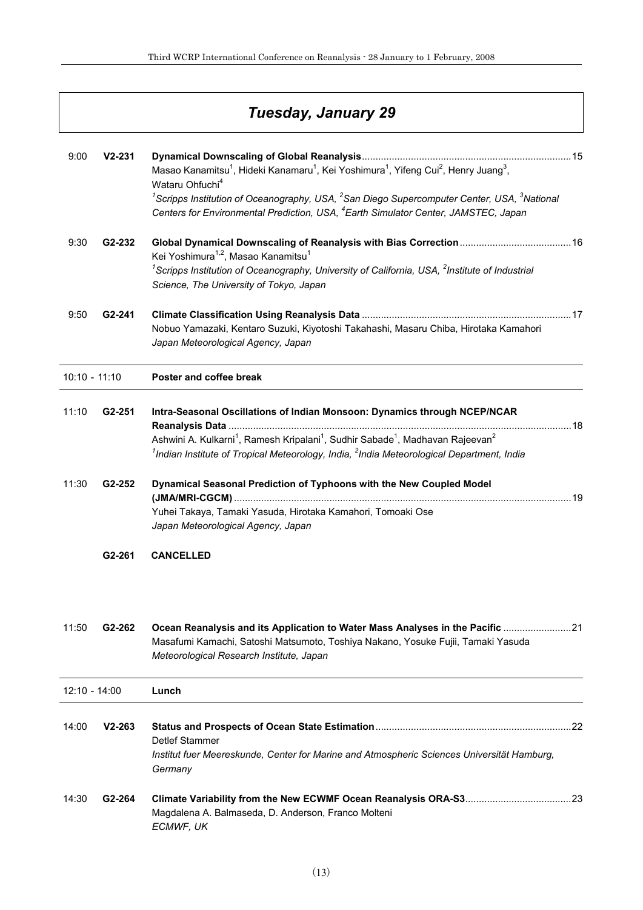# *Tuesday, January 29*

| Time | ID | Presentation | Page |
|---|---|---|---|
| 9:00 | **V2-231** | **Dynamical Downscaling of Global Reanalysis**<br>Masao Kanamitsu[1], Hideki Kanamaru[1], Kei Yoshimura[1], Yifeng Cui[2], Henry Juang[3], Wataru Ohfuchi[4]<br>*[1]Scripps Institution of Oceanography, USA, [2]San Diego Supercomputer Center, USA, [3]National Centers for Environmental Prediction, USA, [4]Earth Simulator Center, JAMSTEC, Japan* | 15 |
| 9:30 | **G2-232** | **Global Dynamical Downscaling of Reanalysis with Bias Correction**<br>Kei Yoshimura[1,2], Masao Kanamitsu[1]<br>*[1]Scripps Institution of Oceanography, University of California, USA, [2]Institute of Industrial Science, The University of Tokyo, Japan* | 16 |
| 9:50 | **G2-241** | **Climate Classification Using Reanalysis Data**<br>Nobuo Yamazaki, Kentaro Suzuki, Kiyotoshi Takahashi, Masaru Chiba, Hirotaka Kamahori<br>*Japan Meteorological Agency, Japan* | 17 |
| 10:10 - 11:10 | | **Poster and coffee break** | |
| 11:10 | **G2-251** | **Intra-Seasonal Oscillations of Indian Monsoon: Dynamics through NCEP/NCAR Reanalysis Data**<br>Ashwini A. Kulkarni[1], Ramesh Kripalani[1], Sudhir Sabade[1], Madhavan Rajeevan[2]<br>*[1]Indian Institute of Tropical Meteorology, India, [2]India Meteorological Department, India* | 18 |
| 11:30 | **G2-252** | **Dynamical Seasonal Prediction of Typhoons with the New Coupled Model (JMA/MRI-CGCM)**<br>Yuhei Takaya, Tamaki Yasuda, Hirotaka Kamahori, Tomoaki Ose<br>*Japan Meteorological Agency, Japan* | 19 |
| | **G2-261** | **CANCELLED** | |
| 11:50 | **G2-262** | **Ocean Reanalysis and its Application to Water Mass Analyses in the Pacific**<br>Masafumi Kamachi, Satoshi Matsumoto, Toshiya Nakano, Yosuke Fujii, Tamaki Yasuda<br>*Meteorological Research Institute, Japan* | 21 |
| 12:10 - 14:00 | | **Lunch** | |
| 14:00 | **V2-263** | **Status and Prospects of Ocean State Estimation**<br>Detlef Stammer<br>*Institut fuer Meereskunde, Center for Marine and Atmospheric Sciences Universität Hamburg, Germany* | 22 |
| 14:30 | **G2-264** | **Climate Variability from the New ECWMF Ocean Reanalysis ORA-S3**<br>Magdalena A. Balmaseda, D. Anderson, Franco Molteni<br>*ECMWF, UK* | 23 |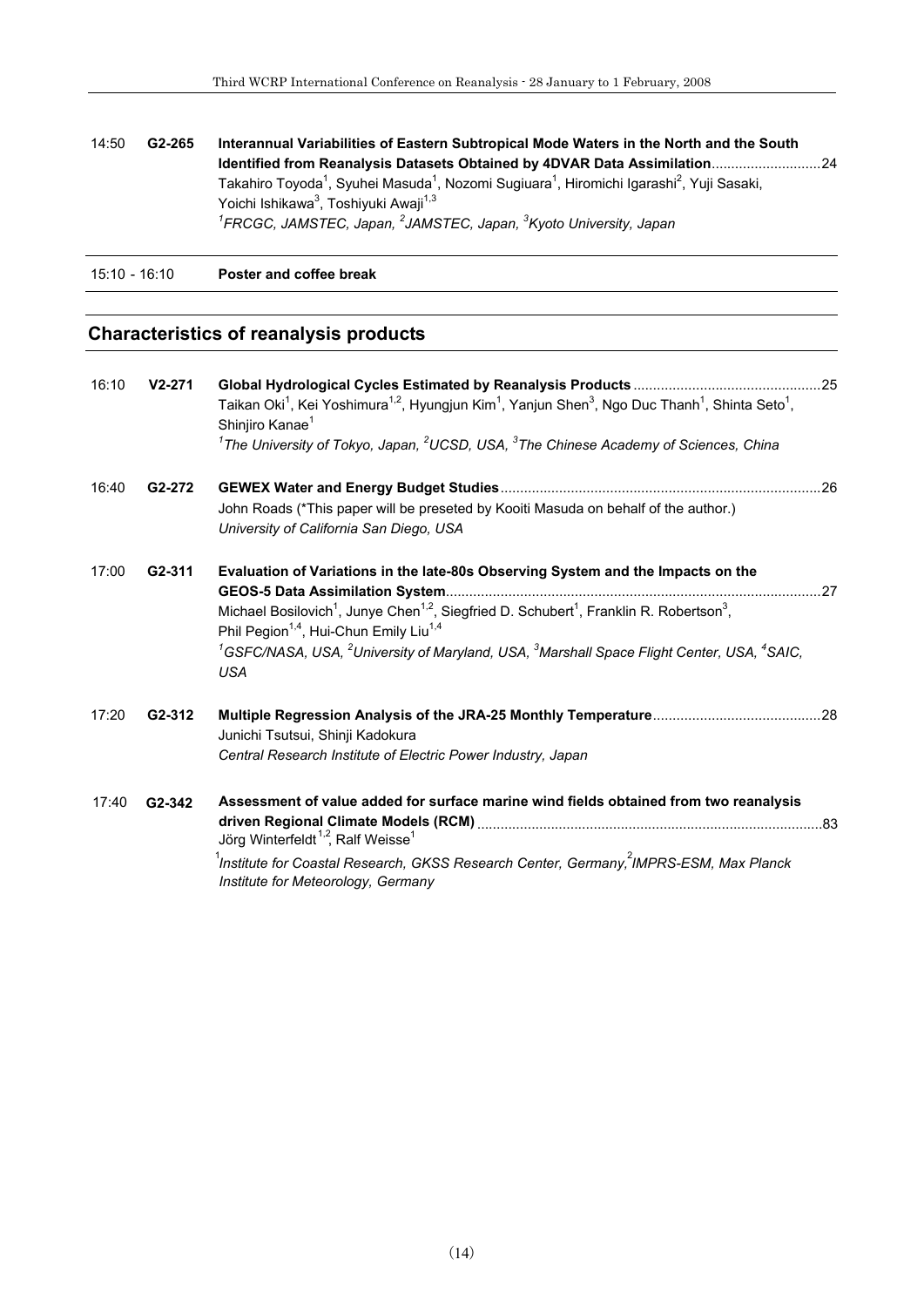14:50 **G2-265** **Interannual Variabilities of Eastern Subtropical Mode Waters in the North and the South Identified from Reanalysis Datasets Obtained by 4DVAR Data Assimilation**............................24
Takahiro Toyoda[1], Syuhei Masuda[1], Nozomi Sugiuara[1], Hiromichi Igarashi[2], Yuji Sasaki, Yoichi Ishikawa[3], Toshiyuki Awaji[1,3]
*[1]FRCGC, JAMSTEC, Japan, [2]JAMSTEC, Japan, [3]Kyoto University, Japan*

15:10 - 16:10 **Poster and coffee break**

## Characteristics of reanalysis products

16:10 **V2-271** **Global Hydrological Cycles Estimated by Reanalysis Products**................................................25
Taikan Oki[1], Kei Yoshimura[1,2], Hyungjun Kim[1], Yanjun Shen[3], Ngo Duc Thanh[1], Shinta Seto[1], Shinjiro Kanae[1]
*[1]The University of Tokyo, Japan, [2]UCSD, USA, [3]The Chinese Academy of Sciences, China*

16:40 **G2-272** **GEWEX Water and Energy Budget Studies**.................................................................................26
John Roads (*This paper will be preseted by Kooiti Masuda on behalf of the author.)
*University of California San Diego, USA*

17:00 **G2-311** **Evaluation of Variations in the late-80s Observing System and the Impacts on the GEOS-5 Data Assimilation System**................................................................................................27
Michael Bosilovich[1], Junye Chen[1,2], Siegfried D. Schubert[1], Franklin R. Robertson[3], Phil Pegion[1,4], Hui-Chun Emily Liu[1,4]
*[1]GSFC/NASA, USA, [2]University of Maryland, USA, [3]Marshall Space Flight Center, USA, [4]SAIC, USA*

17:20 **G2-312** **Multiple Regression Analysis of the JRA-25 Monthly Temperature**...........................................28
Junichi Tsutsui, Shinji Kadokura
*Central Research Institute of Electric Power Industry, Japan*

17:40 **G2-342** **Assessment of value added for surface marine wind fields obtained from two reanalysis driven Regional Climate Models (RCM)**........................................................................................83
Jörg Winterfeldt[1,2], Ralf Weisse[1]
*[1]Institute for Coastal Research, GKSS Research Center, Germany, [2]IMPRS-ESM, Max Planck Institute for Meteorology, Germany*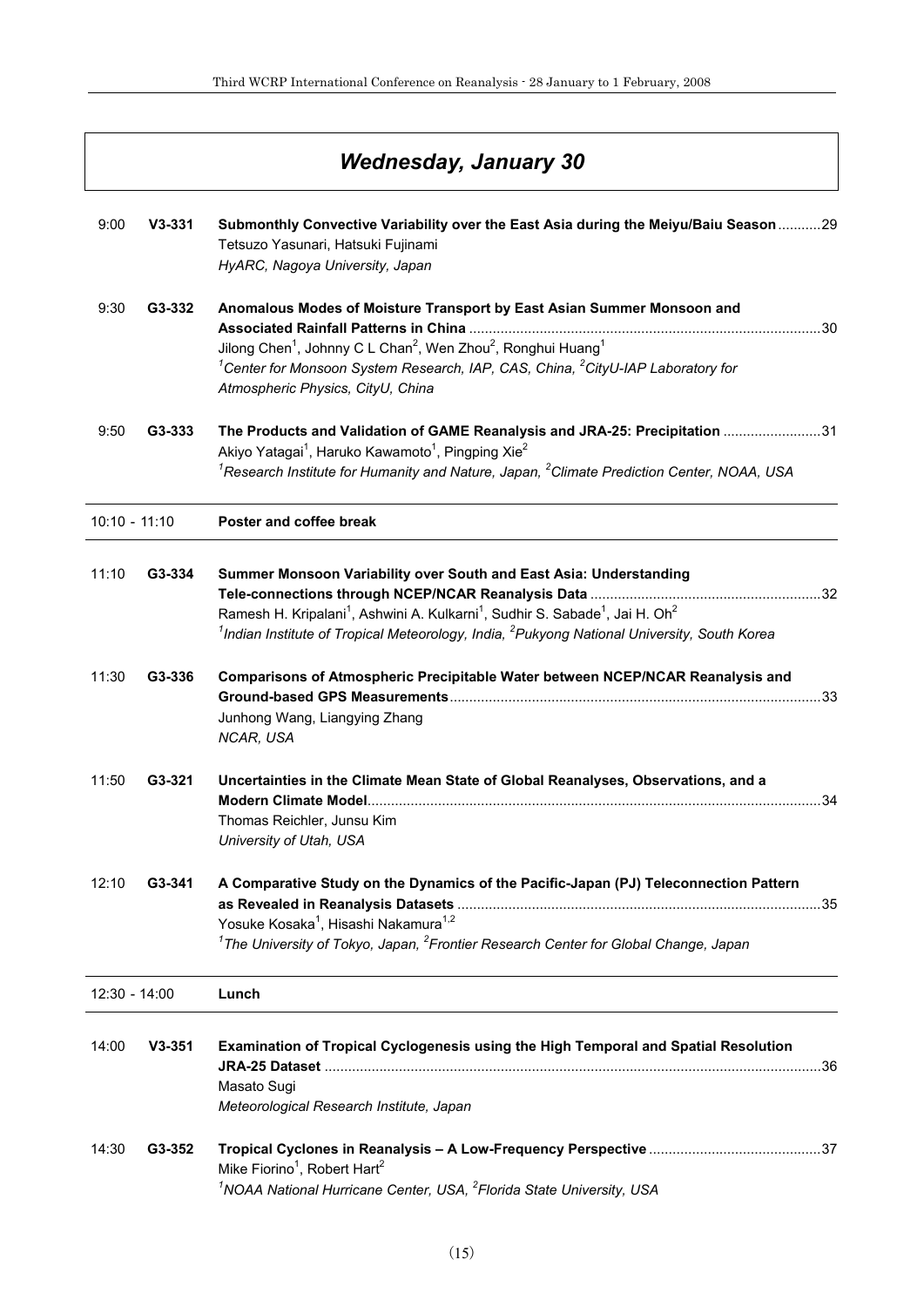## Wednesday, January 30

| Time | ID | Presentation | Page |
|---|---|---|---|
| 9:00 | **V3-331** | **Submonthly Convective Variability over the East Asia during the Meiyu/Baiu Season**<br>Tetsuzo Yasunari, Hatsuki Fujinami<br>*HyARC, Nagoya University, Japan* | 29 |
| 9:30 | **G3-332** | **Anomalous Modes of Moisture Transport by East Asian Summer Monsoon and Associated Rainfall Patterns in China**<br>Jilong Chen[1], Johnny C L Chan[2], Wen Zhou[2], Ronghui Huang[1]<br>*[1]Center for Monsoon System Research, IAP, CAS, China, [2]CityU-IAP Laboratory for Atmospheric Physics, CityU, China* | 30 |
| 9:50 | **G3-333** | **The Products and Validation of GAME Reanalysis and JRA-25: Precipitation**<br>Akiyo Yatagai[1], Haruko Kawamoto[1], Pingping Xie[2]<br>*[1]Research Institute for Humanity and Nature, Japan, [2]Climate Prediction Center, NOAA, USA* | 31 |
| 10:10 - 11:10 | | **Poster and coffee break** | |
| 11:10 | **G3-334** | **Summer Monsoon Variability over South and East Asia: Understanding Tele-connections through NCEP/NCAR Reanalysis Data**<br>Ramesh H. Kripalani[1], Ashwini A. Kulkarni[1], Sudhir S. Sabade[1], Jai H. Oh[2]<br>*[1]Indian Institute of Tropical Meteorology, India, [2]Pukyong National University, South Korea* | 32 |
| 11:30 | **G3-336** | **Comparisons of Atmospheric Precipitable Water between NCEP/NCAR Reanalysis and Ground-based GPS Measurements**<br>Junhong Wang, Liangying Zhang<br>*NCAR, USA* | 33 |
| 11:50 | **G3-321** | **Uncertainties in the Climate Mean State of Global Reanalyses, Observations, and a Modern Climate Model**<br>Thomas Reichler, Junsu Kim<br>*University of Utah, USA* | 34 |
| 12:10 | **G3-341** | **A Comparative Study on the Dynamics of the Pacific-Japan (PJ) Teleconnection Pattern as Revealed in Reanalysis Datasets**<br>Yosuke Kosaka[1], Hisashi Nakamura[1,2]<br>*[1]The University of Tokyo, Japan, [2]Frontier Research Center for Global Change, Japan* | 35 |
| 12:30 - 14:00 | | **Lunch** | |
| 14:00 | **V3-351** | **Examination of Tropical Cyclogenesis using the High Temporal and Spatial Resolution JRA-25 Dataset**<br>Masato Sugi<br>*Meteorological Research Institute, Japan* | 36 |
| 14:30 | **G3-352** | **Tropical Cyclones in Reanalysis – A Low-Frequency Perspective**<br>Mike Fiorino[1], Robert Hart[2]<br>*[1]NOAA National Hurricane Center, USA, [2]Florida State University, USA* | 37 |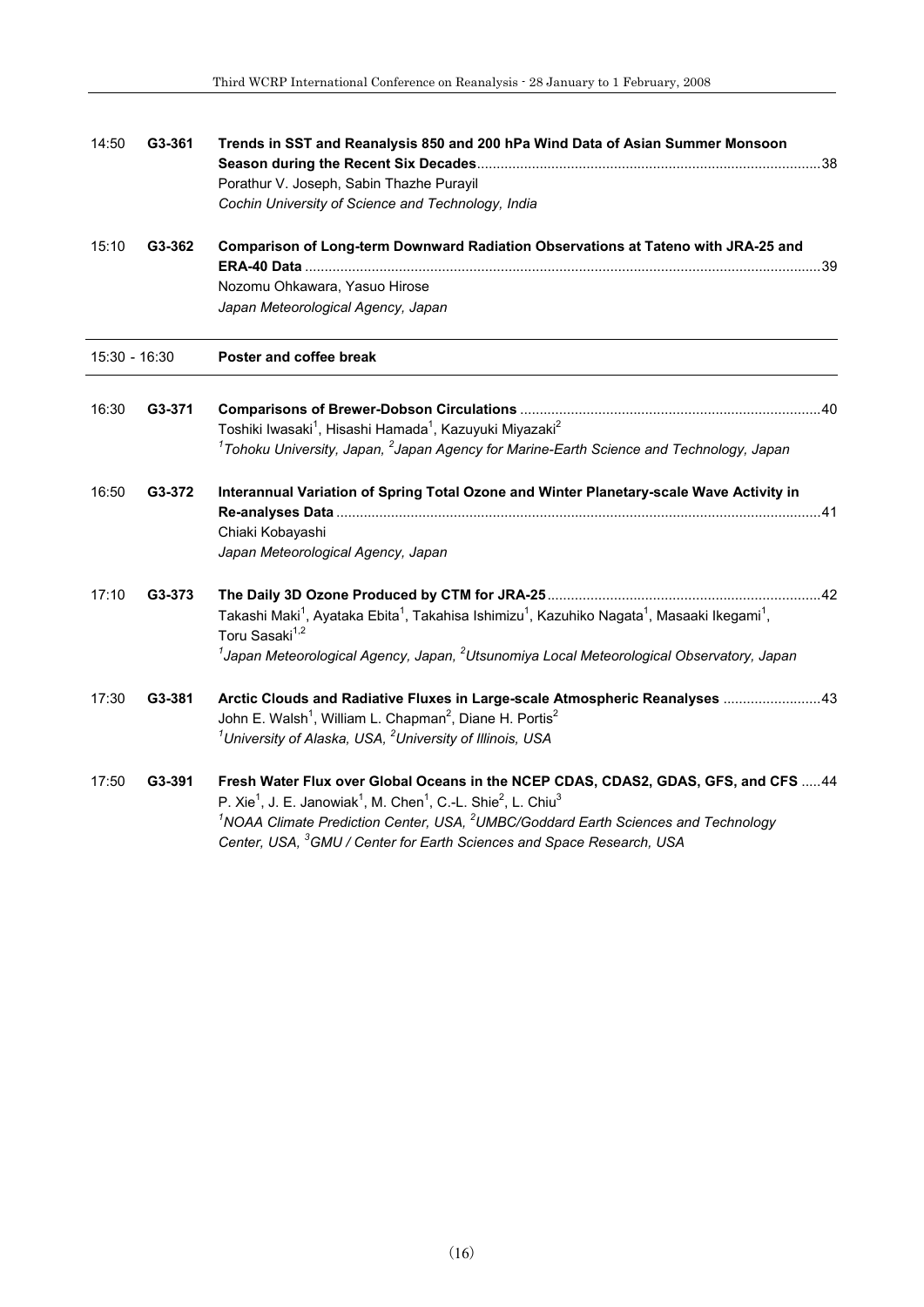14:50 **G3-361** **Trends in SST and Reanalysis 850 and 200 hPa Wind Data of Asian Summer Monsoon Season during the Recent Six Decades**.......................................................................................38
Porathur V. Joseph, Sabin Thazhe Purayil
*Cochin University of Science and Technology, India*

15:10 **G3-362** **Comparison of Long-term Downward Radiation Observations at Tateno with JRA-25 and ERA-40 Data** ..................................................................................................................................39
Nozomu Ohkawara, Yasuo Hirose
*Japan Meteorological Agency, Japan*

---

15:30 - 16:30 **Poster and coffee break**

---

16:30 **G3-371** **Comparisons of Brewer-Dobson Circulations** ............................................................................40
Toshiki Iwasaki[1], Hisashi Hamada[1], Kazuyuki Miyazaki[2]
*[1]Tohoku University, Japan, [2]Japan Agency for Marine-Earth Science and Technology, Japan*

16:50 **G3-372** **Interannual Variation of Spring Total Ozone and Winter Planetary-scale Wave Activity in Re-analyses Data** ..........................................................................................................................41
Chiaki Kobayashi
*Japan Meteorological Agency, Japan*

17:10 **G3-373** **The Daily 3D Ozone Produced by CTM for JRA-25**.....................................................................42
Takashi Maki[1], Ayataka Ebita[1], Takahisa Ishimizu[1], Kazuhiko Nagata[1], Masaaki Ikegami[1], Toru Sasaki[1,2]
*[1]Japan Meteorological Agency, Japan, [2]Utsunomiya Local Meteorological Observatory, Japan*

17:30 **G3-381** **Arctic Clouds and Radiative Fluxes in Large-scale Atmospheric Reanalyses** .........................43
John E. Walsh[1], William L. Chapman[2], Diane H. Portis[2]
*[1]University of Alaska, USA, [2]University of Illinois, USA*

17:50 **G3-391** **Fresh Water Flux over Global Oceans in the NCEP CDAS, CDAS2, GDAS, GFS, and CFS** .....44
P. Xie[1], J. E. Janowiak[1], M. Chen[1], C.-L. Shie[2], L. Chiu[3]
*[1]NOAA Climate Prediction Center, USA, [2]UMBC/Goddard Earth Sciences and Technology Center, USA, [3]GMU / Center for Earth Sciences and Space Research, USA*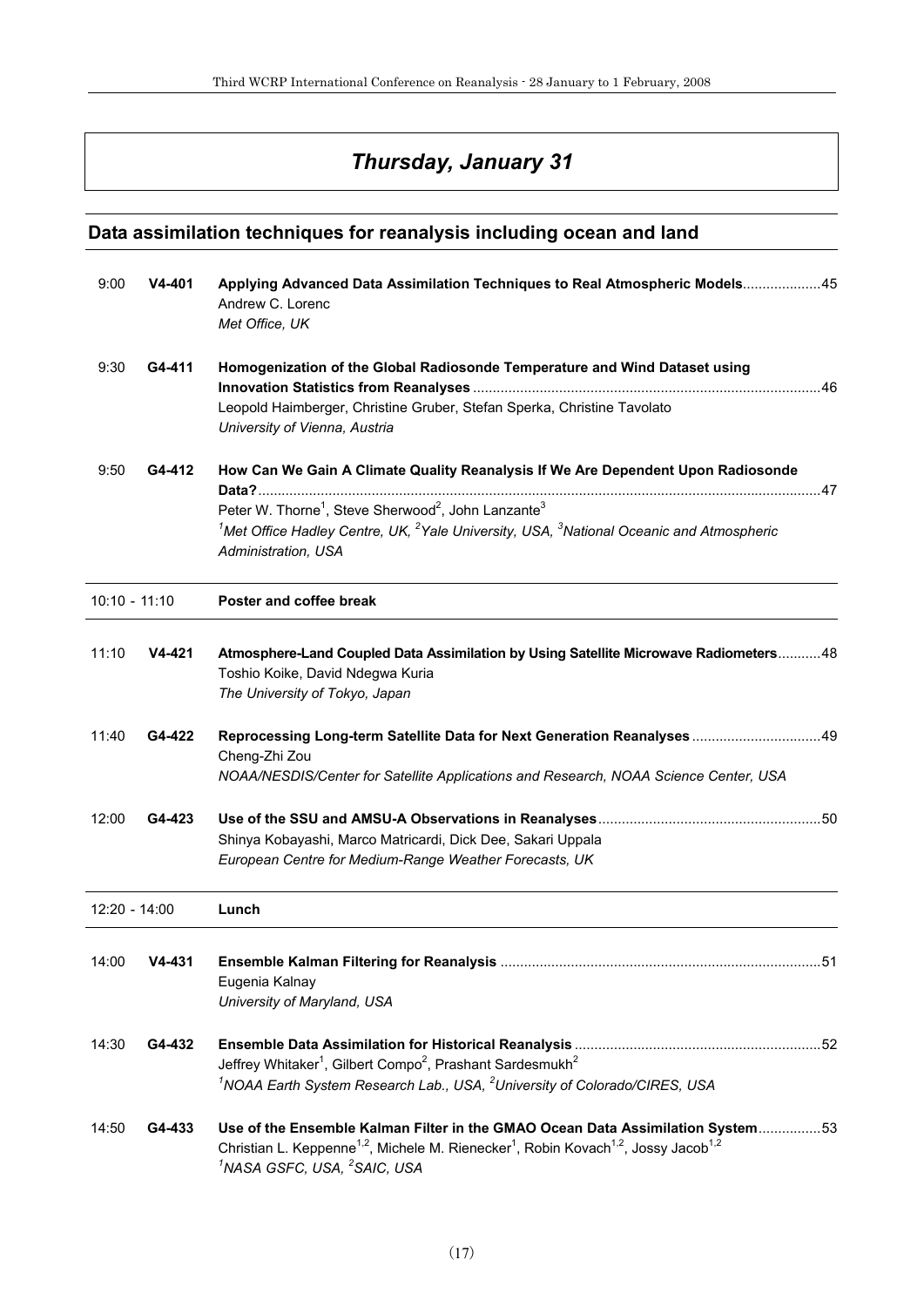# *Thursday, January 31*

## Data assimilation techniques for reanalysis including ocean and land

9:00 **V4-401** **Applying Advanced Data Assimilation Techniques to Real Atmospheric Models**....................45
Andrew C. Lorenc
*Met Office, UK*

9:30 **G4-411** **Homogenization of the Global Radiosonde Temperature and Wind Dataset using Innovation Statistics from Reanalyses**........................................................................................46
Leopold Haimberger, Christine Gruber, Stefan Sperka, Christine Tavolato
*University of Vienna, Austria*

9:50 **G4-412** **How Can We Gain A Climate Quality Reanalysis If We Are Dependent Upon Radiosonde Data?**..................................................................................................................................47
Peter W. Thorne[1], Steve Sherwood[2], John Lanzante[3]
*[1]Met Office Hadley Centre, UK, [2]Yale University, USA, [3]National Oceanic and Atmospheric Administration, USA*

10:10 - 11:10 **Poster and coffee break**

11:10 **V4-421** **Atmosphere-Land Coupled Data Assimilation by Using Satellite Microwave Radiometers**...........48
Toshio Koike, David Ndegwa Kuria
*The University of Tokyo, Japan*

11:40 **G4-422** **Reprocessing Long-term Satellite Data for Next Generation Reanalyses**.................................49
Cheng-Zhi Zou
*NOAA/NESDIS/Center for Satellite Applications and Research, NOAA Science Center, USA*

12:00 **G4-423** **Use of the SSU and AMSU-A Observations in Reanalyses**........................................................50
Shinya Kobayashi, Marco Matricardi, Dick Dee, Sakari Uppala
*European Centre for Medium-Range Weather Forecasts, UK*

12:20 - 14:00 **Lunch**

14:00 **V4-431** **Ensemble Kalman Filtering for Reanalysis**.................................................................................51
Eugenia Kalnay
*University of Maryland, USA*

14:30 **G4-432** **Ensemble Data Assimilation for Historical Reanalysis**..............................................................52
Jeffrey Whitaker[1], Gilbert Compo[2], Prashant Sardesmukh[2]
*[1]NOAA Earth System Research Lab., USA, [2]University of Colorado/CIRES, USA*

14:50 **G4-433** **Use of the Ensemble Kalman Filter in the GMAO Ocean Data Assimilation System**................53
Christian L. Keppenne[1,2], Michele M. Rienecker[1], Robin Kovach[1,2], Jossy Jacob[1,2]
*[1]NASA GSFC, USA, [2]SAIC, USA*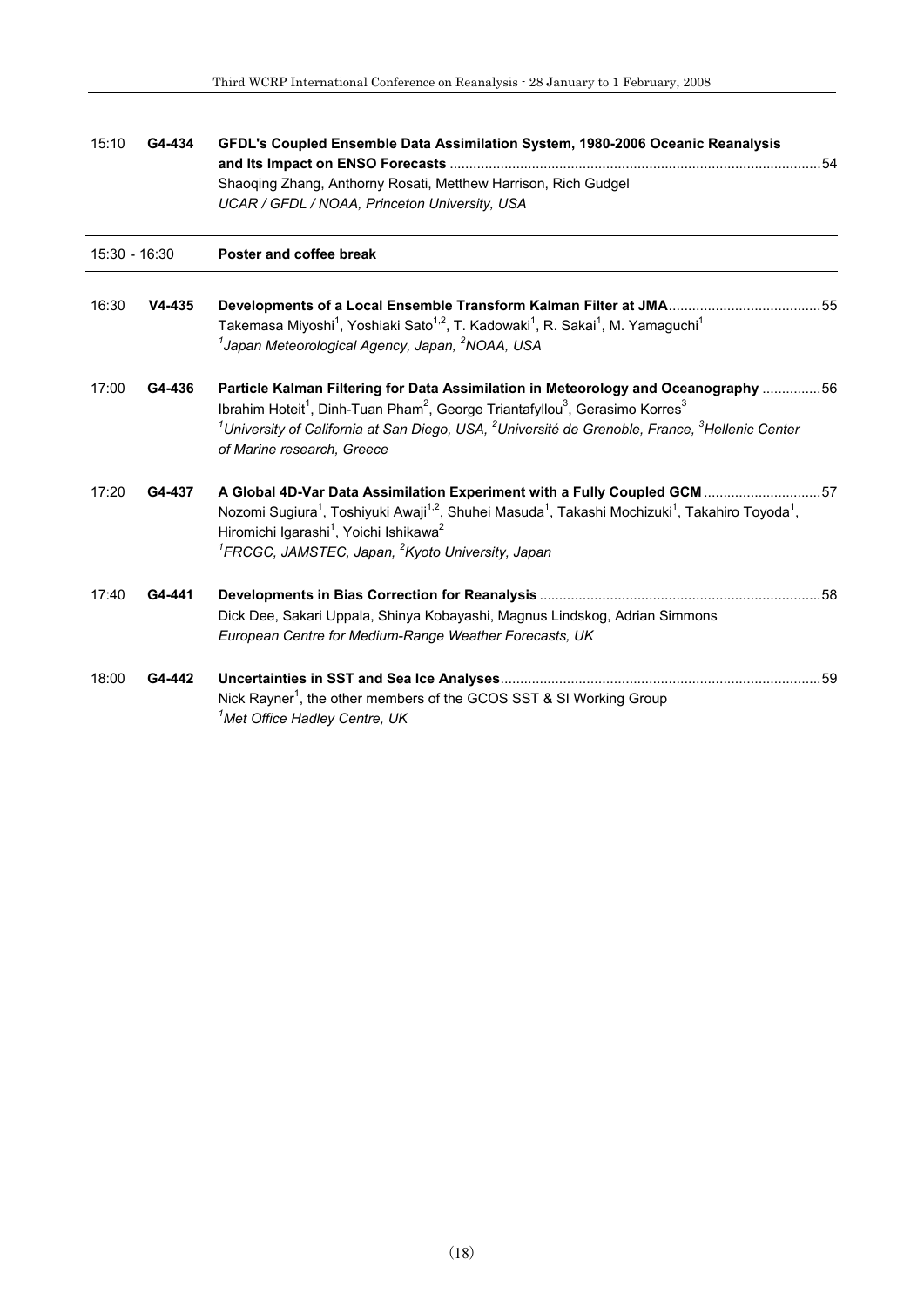15:10 **G4-434** **GFDL's Coupled Ensemble Data Assimilation System, 1980-2006 Oceanic Reanalysis and Its Impact on ENSO Forecasts** .......... 54
Shaoqing Zhang, Anthorny Rosati, Metthew Harrison, Rich Gudgel
*UCAR / GFDL / NOAA, Princeton University, USA*

---

15:30 - 16:30 **Poster and coffee break**

---

16:30 **V4-435** **Developments of a Local Ensemble Transform Kalman Filter at JMA** .......... 55
Takemasa Miyoshi[1], Yoshiaki Sato[1,2], T. Kadowaki[1], R. Sakai[1], M. Yamaguchi[1]
*[1]Japan Meteorological Agency, Japan, [2]NOAA, USA*

17:00 **G4-436** **Particle Kalman Filtering for Data Assimilation in Meteorology and Oceanography** .......... 56
Ibrahim Hoteit[1], Dinh-Tuan Pham[2], George Triantafyllou[3], Gerasimo Korres[3]
*[1]University of California at San Diego, USA, [2]Université de Grenoble, France, [3]Hellenic Center of Marine research, Greece*

17:20 **G4-437** **A Global 4D-Var Data Assimilation Experiment with a Fully Coupled GCM** .......... 57
Nozomi Sugiura[1], Toshiyuki Awaji[1,2], Shuhei Masuda[1], Takashi Mochizuki[1], Takahiro Toyoda[1], Hiromichi Igarashi[1], Yoichi Ishikawa[2]
*[1]FRCGC, JAMSTEC, Japan, [2]Kyoto University, Japan*

17:40 **G4-441** **Developments in Bias Correction for Reanalysis** .......... 58
Dick Dee, Sakari Uppala, Shinya Kobayashi, Magnus Lindskog, Adrian Simmons
*European Centre for Medium-Range Weather Forecasts, UK*

18:00 **G4-442** **Uncertainties in SST and Sea Ice Analyses** .......... 59
Nick Rayner[1], the other members of the GCOS SST & SI Working Group
*[1]Met Office Hadley Centre, UK*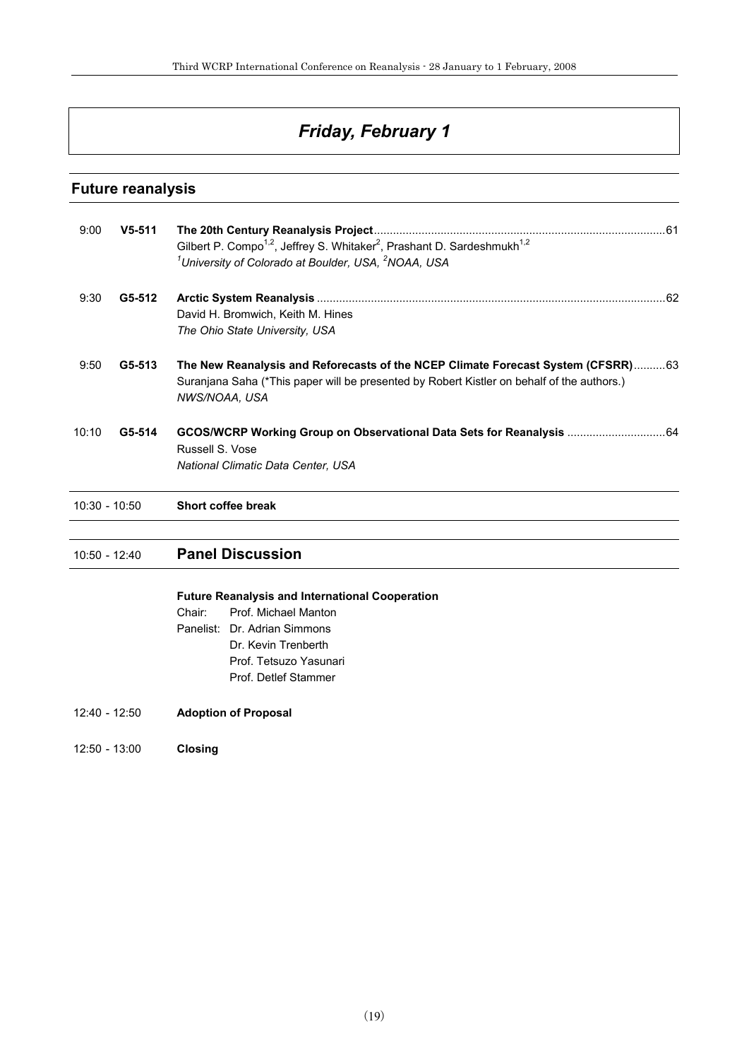# *Friday, February 1*

## Future reanalysis

9:00 **V5-511** **The 20th Century Reanalysis Project** ........ 61
Gilbert P. Compo[1,2], Jeffrey S. Whitaker[2], Prashant D. Sardeshmukh[1,2]
*[1]University of Colorado at Boulder, USA, [2]NOAA, USA*

9:30 **G5-512** **Arctic System Reanalysis** ........ 62
David H. Bromwich, Keith M. Hines
*The Ohio State University, USA*

9:50 **G5-513** **The New Reanalysis and Reforecasts of the NCEP Climate Forecast System (CFSRR)** ........ 63
Suranjana Saha (*This paper will be presented by Robert Kistler on behalf of the authors.)
*NWS/NOAA, USA*

10:10 **G5-514** **GCOS/WCRP Working Group on Observational Data Sets for Reanalysis** ........ 64
Russell S. Vose
*National Climatic Data Center, USA*

10:30 - 10:50 **Short coffee break**

## 10:50 - 12:40 Panel Discussion

**Future Reanalysis and International Cooperation**

Chair: Prof. Michael Manton
Panelist: Dr. Adrian Simmons
Dr. Kevin Trenberth
Prof. Tetsuzo Yasunari
Prof. Detlef Stammer

12:40 - 12:50 **Adoption of Proposal**

12:50 - 13:00 **Closing**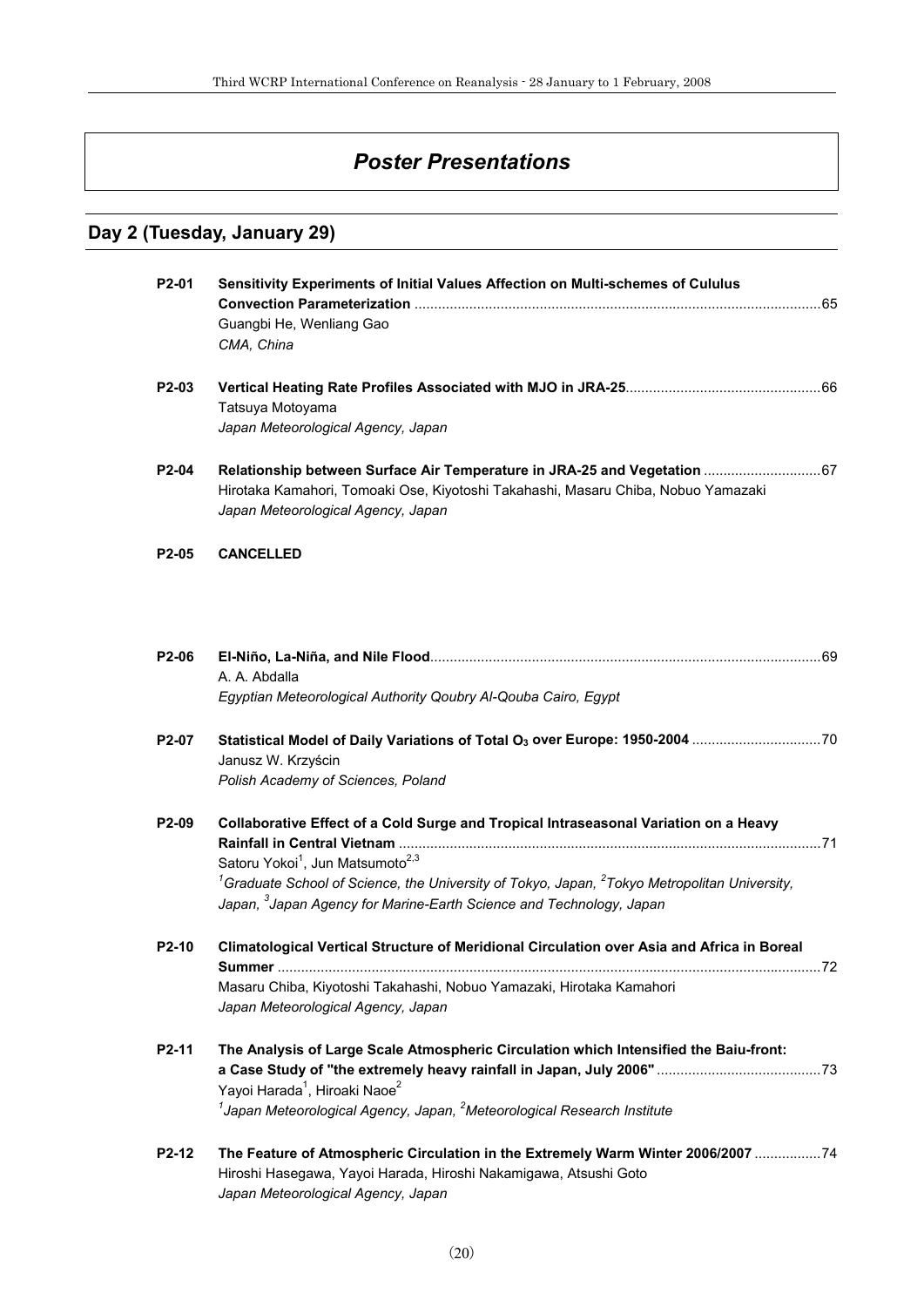# Poster Presentations

## Day 2 (Tuesday, January 29)

**P2-01** **Sensitivity Experiments of Initial Values Affection on Multi-schemes of Culułus Convection Parameterization** ........ 65
Guangbi He, Wenliang Gao
*CMA, China*

**P2-03** **Vertical Heating Rate Profiles Associated with MJO in JRA-25** ........ 66
Tatsuya Motoyama
*Japan Meteorological Agency, Japan*

**P2-04** **Relationship between Surface Air Temperature in JRA-25 and Vegetation** ........ 67
Hirotaka Kamahori, Tomoaki Ose, Kiyotoshi Takahashi, Masaru Chiba, Nobuo Yamazaki
*Japan Meteorological Agency, Japan*

**P2-05** **CANCELLED**

**P2-06** **El-Niño, La-Niña, and Nile Flood** ........ 69
A. A. Abdalla
*Egyptian Meteorological Authority Qoubry Al-Qouba Cairo, Egypt*

**P2-07** **Statistical Model of Daily Variations of Total $O_3$ over Europe: 1950-2004** ........ 70
Janusz W. Krzyścin
*Polish Academy of Sciences, Poland*

**P2-09** **Collaborative Effect of a Cold Surge and Tropical Intraseasonal Variation on a Heavy Rainfall in Central Vietnam** ........ 71
Satoru Yokoi[1], Jun Matsumoto[2,3]
*[1]Graduate School of Science, the University of Tokyo, Japan, [2]Tokyo Metropolitan University, Japan, [3]Japan Agency for Marine-Earth Science and Technology, Japan*

**P2-10** **Climatological Vertical Structure of Meridional Circulation over Asia and Africa in Boreal Summer** ........ 72
Masaru Chiba, Kiyotoshi Takahashi, Nobuo Yamazaki, Hirotaka Kamahori
*Japan Meteorological Agency, Japan*

**P2-11** **The Analysis of Large Scale Atmospheric Circulation which Intensified the Baiu-front: a Case Study of "the extremely heavy rainfall in Japan, July 2006"** ........ 73
Yayoi Harada[1], Hiroaki Naoe[2]
*[1]Japan Meteorological Agency, Japan, [2]Meteorological Research Institute*

**P2-12** **The Feature of Atmospheric Circulation in the Extremely Warm Winter 2006/2007** ........ 74
Hiroshi Hasegawa, Yayoi Harada, Hiroshi Nakamigawa, Atsushi Goto
*Japan Meteorological Agency, Japan*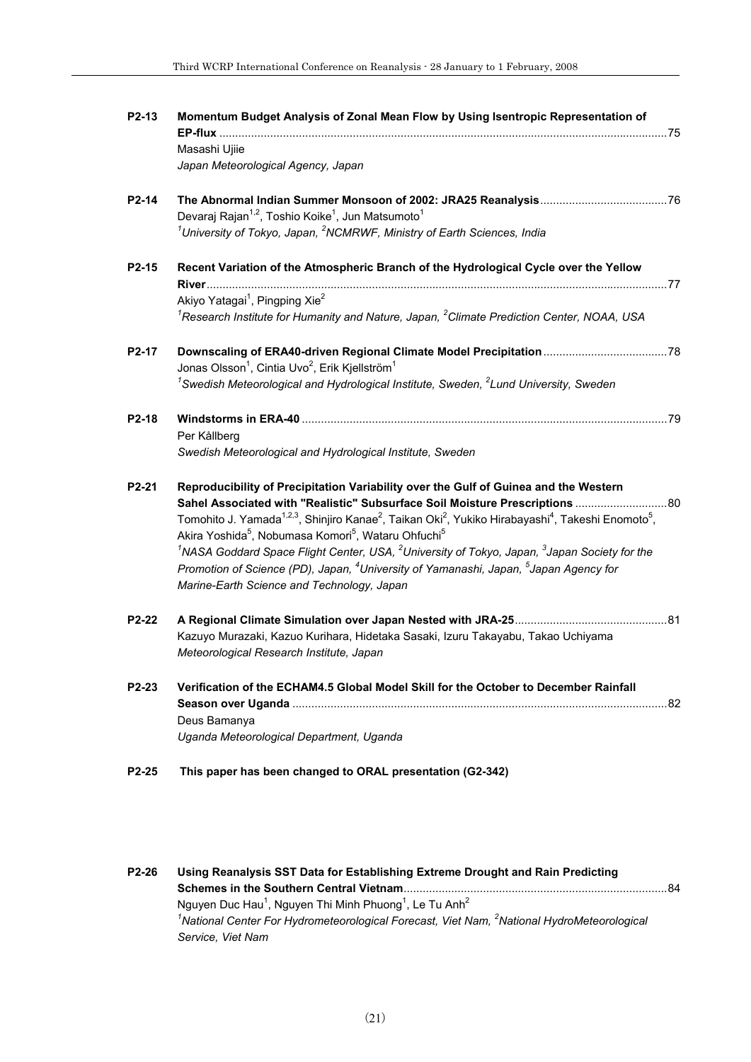**P2-13** **Momentum Budget Analysis of Zonal Mean Flow by Using Isentropic Representation of EP-flux** ........................................................................................................................................75
Masashi Ujiie
*Japan Meteorological Agency, Japan*

**P2-14** **The Abnormal Indian Summer Monsoon of 2002: JRA25 Reanalysis**.......................................76
Devaraj Rajan[1,2], Toshio Koike[1], Jun Matsumoto[1]
*[1]University of Tokyo, Japan, [2]NCMRWF, Ministry of Earth Sciences, India*

**P2-15** **Recent Variation of the Atmospheric Branch of the Hydrological Cycle over the Yellow River**..........................................................................................................................................77
Akiyo Yatagai[1], Pingping Xie[2]
*[1]Research Institute for Humanity and Nature, Japan, [2]Climate Prediction Center, NOAA, USA*

**P2-17** **Downscaling of ERA40-driven Regional Climate Model Precipitation**......................................78
Jonas Olsson[1], Cintia Uvo[2], Erik Kjellström[1]
*[1]Swedish Meteorological and Hydrological Institute, Sweden, [2]Lund University, Sweden*

**P2-18** **Windstorms in ERA-40** .................................................................................................................79
Per Kållberg
*Swedish Meteorological and Hydrological Institute, Sweden*

**P2-21** **Reproducibility of Precipitation Variability over the Gulf of Guinea and the Western Sahel Associated with "Realistic" Subsurface Soil Moisture Prescriptions** .............................80
Tomohito J. Yamada[1,2,3], Shinjiro Kanae[2], Taikan Oki[2], Yukiko Hirabayashi[4], Takeshi Enomoto[5], Akira Yoshida[5], Nobumasa Komori[5], Wataru Ohfuchi[5]
*[1]NASA Goddard Space Flight Center, USA, [2]University of Tokyo, Japan, [3]Japan Society for the Promotion of Science (PD), Japan, [4]University of Yamanashi, Japan, [5]Japan Agency for Marine-Earth Science and Technology, Japan*

**P2-22** **A Regional Climate Simulation over Japan Nested with JRA-25**................................................81
Kazuyo Murazaki, Kazuo Kurihara, Hidetaka Sasaki, Izuru Takayabu, Takao Uchiyama
*Meteorological Research Institute, Japan*

**P2-23** **Verification of the ECHAM4.5 Global Model Skill for the October to December Rainfall Season over Uganda** ....................................................................................................................82
Deus Bamanya
*Uganda Meteorological Department, Uganda*

**P2-25** **This paper has been changed to ORAL presentation (G2-342)**

**P2-26** **Using Reanalysis SST Data for Establishing Extreme Drought and Rain Predicting Schemes in the Southern Central Vietnam**..................................................................................84
Nguyen Duc Hau[1], Nguyen Thi Minh Phuong[1], Le Tu Anh[2]
*[1]National Center For Hydrometeorological Forecast, Viet Nam, [2]National HydroMeteorological Service, Viet Nam*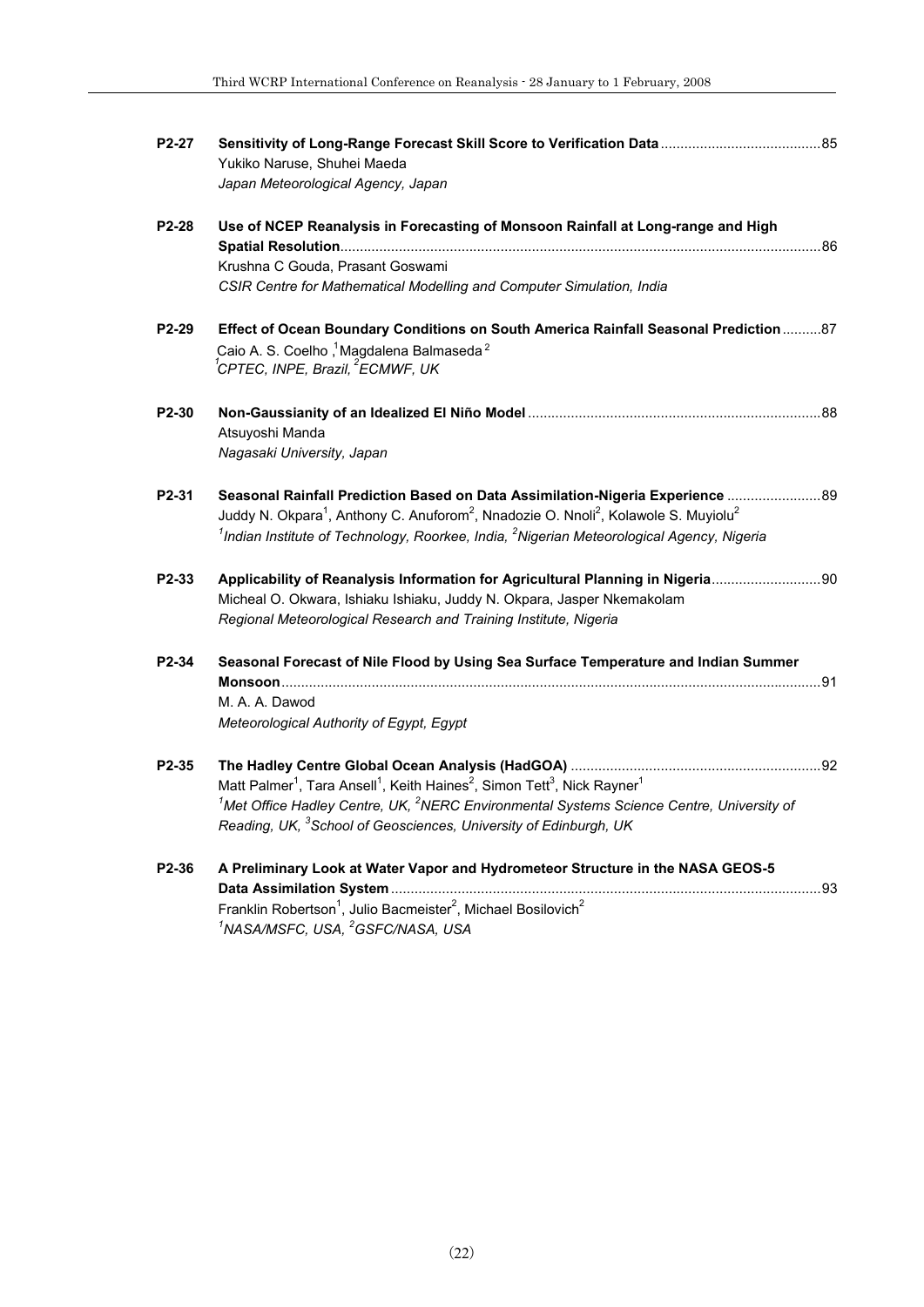**P2-27** **Sensitivity of Long-Range Forecast Skill Score to Verification Data** ......................................... 85
Yukiko Naruse, Shuhei Maeda
*Japan Meteorological Agency, Japan*

**P2-28** **Use of NCEP Reanalysis in Forecasting of Monsoon Rainfall at Long-range and High Spatial Resolution** ......................................................................................................................... 86
Krushna C Gouda, Prasant Goswami
*CSIR Centre for Mathematical Modelling and Computer Simulation, India*

**P2-29** **Effect of Ocean Boundary Conditions on South America Rainfall Seasonal Prediction** .......... 87
Caio A. S. Coelho [1], Magdalena Balmaseda [2]
*[1]CPTEC, INPE, Brazil, [2]ECMWF, UK*

**P2-30** **Non-Gaussianity of an Idealized El Niño Model** .......................................................................... 88
Atsuyoshi Manda
*Nagasaki University, Japan*

**P2-31** **Seasonal Rainfall Prediction Based on Data Assimilation-Nigeria Experience** ........................ 89
Juddy N. Okpara[1], Anthony C. Anuforom[2], Nnadozie O. Nnoli[2], Kolawole S. Muyiolu[2]
*[1]Indian Institute of Technology, Roorkee, India, [2]Nigerian Meteorological Agency, Nigeria*

**P2-33** **Applicability of Reanalysis Information for Agricultural Planning in Nigeria** ............................ 90
Micheal O. Okwara, Ishiaku Ishiaku, Juddy N. Okpara, Jasper Nkemakolam
*Regional Meteorological Research and Training Institute, Nigeria*

**P2-34** **Seasonal Forecast of Nile Flood by Using Sea Surface Temperature and Indian Summer Monsoon** ........................................................................................................................................ 91
M. A. A. Dawod
*Meteorological Authority of Egypt, Egypt*

**P2-35** **The Hadley Centre Global Ocean Analysis (HadGOA)** ............................................................... 92
Matt Palmer[1], Tara Ansell[1], Keith Haines[2], Simon Tett[3], Nick Rayner[1]
*[1]Met Office Hadley Centre, UK, [2]NERC Environmental Systems Science Centre, University of Reading, UK, [3]School of Geosciences, University of Edinburgh, UK*

**P2-36** **A Preliminary Look at Water Vapor and Hydrometeor Structure in the NASA GEOS-5 Data Assimilation System** ............................................................................................................ 93
Franklin Robertson[1], Julio Bacmeister[2], Michael Bosilovich[2]
*[1]NASA/MSFC, USA, [2]GSFC/NASA, USA*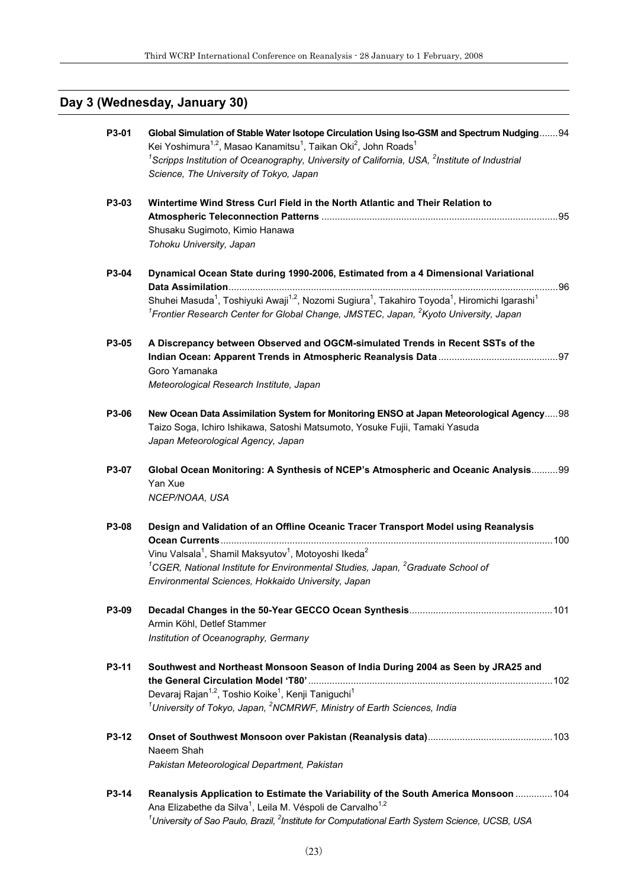## Day 3 (Wednesday, January 30)

**P3-01** **Global Simulation of Stable Water Isotope Circulation Using Iso-GSM and Spectrum Nudging**.......94
Kei Yoshimura[1,2], Masao Kanamitsu[1], Taikan Oki[2], John Roads[1]
*[1]Scripps Institution of Oceanography, University of California, USA, [2]Institute of Industrial Science, The University of Tokyo, Japan*

**P3-03** **Wintertime Wind Stress Curl Field in the North Atlantic and Their Relation to Atmospheric Teleconnection Patterns** ........................................................................................95
Shusaku Sugimoto, Kimio Hanawa
*Tohoku University, Japan*

**P3-04** **Dynamical Ocean State during 1990-2006, Estimated from a 4 Dimensional Variational Data Assimilation**...........................................................................................................................96
Shuhei Masuda[1], Toshiyuki Awaji[1,2], Nozomi Sugiura[1], Takahiro Toyoda[1], Hiromichi Igarashi[1]
*[1]Frontier Research Center for Global Change, JMSTEC, Japan, [2]Kyoto University, Japan*

**P3-05** **A Discrepancy between Observed and OGCM-simulated Trends in Recent SSTs of the Indian Ocean: Apparent Trends in Atmospheric Reanalysis Data** .............................................97
Goro Yamanaka
*Meteorological Research Institute, Japan*

**P3-06** **New Ocean Data Assimilation System for Monitoring ENSO at Japan Meteorological Agency**.....98
Taizo Soga, Ichiro Ishikawa, Satoshi Matsumoto, Yosuke Fujii, Tamaki Yasuda
*Japan Meteorological Agency, Japan*

**P3-07** **Global Ocean Monitoring: A Synthesis of NCEP's Atmospheric and Oceanic Analysis**..........99
Yan Xue
*NCEP/NOAA, USA*

**P3-08** **Design and Validation of an Offline Oceanic Tracer Transport Model using Reanalysis Ocean Currents**............................................................................................................................100
Vinu Valsala[1], Shamil Maksyutov[1], Motoyoshi Ikeda[2]
*[1]CGER, National Institute for Environmental Studies, Japan, [2]Graduate School of Environmental Sciences, Hokkaido University, Japan*

**P3-09** **Decadal Changes in the 50-Year GECCO Ocean Synthesis**.....................................................101
Armin Köhl, Detlef Stammer
*Institution of Oceanography, Germany*

**P3-11** **Southwest and Northeast Monsoon Season of India During 2004 as Seen by JRA25 and the General Circulation Model 'T80'**...........................................................................................102
Devaraj Rajan[1,2], Toshio Koike[1], Kenji Taniguchi[1]
*[1]University of Tokyo, Japan, [2]NCMRWF, Ministry of Earth Sciences, India*

**P3-12** **Onset of Southwest Monsoon over Pakistan (Reanalysis data)**..............................................103
Naeem Shah
*Pakistan Meteorological Department, Pakistan*

**P3-14** **Reanalysis Application to Estimate the Variability of the South America Monsoon** ..............104
Ana Elizabethe da Silva[1], Leila M. Véspoli de Carvalho[1,2]
*[1]University of Sao Paulo, Brazil, [2]Institute for Computational Earth System Science, UCSB, USA*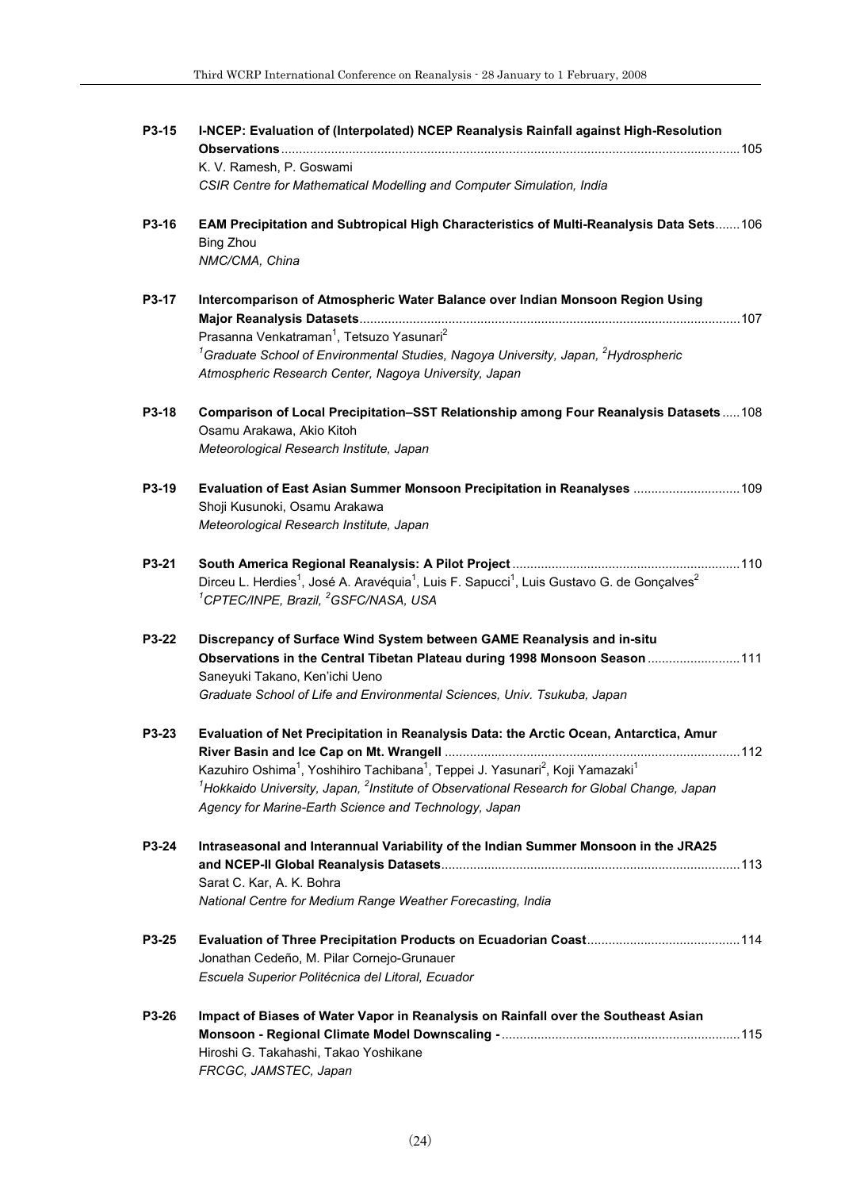**P3-15** **I-NCEP: Evaluation of (Interpolated) NCEP Reanalysis Rainfall against High-Resolution Observations** ........ 105
K. V. Ramesh, P. Goswami
*CSIR Centre for Mathematical Modelling and Computer Simulation, India*

**P3-16** **EAM Precipitation and Subtropical High Characteristics of Multi-Reanalysis Data Sets** ....... 106
Bing Zhou
*NMC/CMA, China*

**P3-17** **Intercomparison of Atmospheric Water Balance over Indian Monsoon Region Using Major Reanalysis Datasets** ........ 107
Prasanna Venkatraman[1], Tetsuzo Yasunari[2]
*[1]Graduate School of Environmental Studies, Nagoya University, Japan, [2]Hydrospheric Atmospheric Research Center, Nagoya University, Japan*

**P3-18** **Comparison of Local Precipitation–SST Relationship among Four Reanalysis Datasets** ..... 108
Osamu Arakawa, Akio Kitoh
*Meteorological Research Institute, Japan*

**P3-19** **Evaluation of East Asian Summer Monsoon Precipitation in Reanalyses** ........ 109
Shoji Kusunoki, Osamu Arakawa
*Meteorological Research Institute, Japan*

**P3-21** **South America Regional Reanalysis: A Pilot Project** ........ 110
Dirceu L. Herdies[1], José A. Aravéquia[1], Luis F. Sapucci[1], Luis Gustavo G. de Gonçalves[2]
*[1]CPTEC/INPE, Brazil, [2]GSFC/NASA, USA*

**P3-22** **Discrepancy of Surface Wind System between GAME Reanalysis and in-situ Observations in the Central Tibetan Plateau during 1998 Monsoon Season** ........ 111
Saneyuki Takano, Ken'ichi Ueno
*Graduate School of Life and Environmental Sciences, Univ. Tsukuba, Japan*

**P3-23** **Evaluation of Net Precipitation in Reanalysis Data: the Arctic Ocean, Antarctica, Amur River Basin and Ice Cap on Mt. Wrangell** ........ 112
Kazuhiro Oshima[1], Yoshihiro Tachibana[1], Teppei J. Yasunari[2], Koji Yamazaki[1]
*[1]Hokkaido University, Japan, [2]Institute of Observational Research for Global Change, Japan Agency for Marine-Earth Science and Technology, Japan*

**P3-24** **Intraseasonal and Interannual Variability of the Indian Summer Monsoon in the JRA25 and NCEP-II Global Reanalysis Datasets** ........ 113
Sarat C. Kar, A. K. Bohra
*National Centre for Medium Range Weather Forecasting, India*

**P3-25** **Evaluation of Three Precipitation Products on Ecuadorian Coast** ........ 114
Jonathan Cedeño, M. Pilar Cornejo-Grunauer
*Escuela Superior Politécnica del Litoral, Ecuador*

**P3-26** **Impact of Biases of Water Vapor in Reanalysis on Rainfall over the Southeast Asian Monsoon - Regional Climate Model Downscaling -** ........ 115
Hiroshi G. Takahashi, Takao Yoshikane
*FRCGC, JAMSTEC, Japan*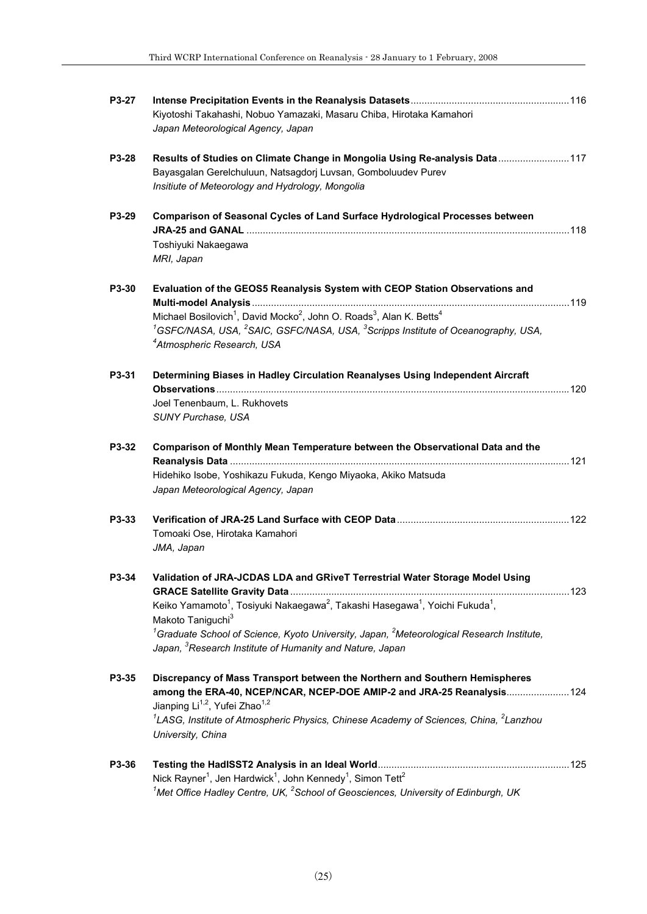**P3-27** **Intense Precipitation Events in the Reanalysis Datasets** .......... 116
Kiyotoshi Takahashi, Nobuo Yamazaki, Masaru Chiba, Hirotaka Kamahori
*Japan Meteorological Agency, Japan*

**P3-28** **Results of Studies on Climate Change in Mongolia Using Re-analysis Data** .......... 117
Bayasgalan Gerelchuluun, Natsagdorj Luvsan, Gomboluudev Purev
*Insitiute of Meteorology and Hydrology, Mongolia*

**P3-29** **Comparison of Seasonal Cycles of Land Surface Hydrological Processes between JRA-25 and GANAL** .......... 118
Toshiyuki Nakaegawa
*MRI, Japan*

**P3-30** **Evaluation of the GEOS5 Reanalysis System with CEOP Station Observations and Multi-model Analysis** .......... 119
Michael Bosilovich[1], David Mocko[2], John O. Roads[3], Alan K. Betts[4]
*[1]GSFC/NASA, USA, [2]SAIC, GSFC/NASA, USA, [3]Scripps Institute of Oceanography, USA, [4]Atmospheric Research, USA*

**P3-31** **Determining Biases in Hadley Circulation Reanalyses Using Independent Aircraft Observations** .......... 120
Joel Tenenbaum, L. Rukhovets
*SUNY Purchase, USA*

**P3-32** **Comparison of Monthly Mean Temperature between the Observational Data and the Reanalysis Data** .......... 121
Hidehiko Isobe, Yoshikazu Fukuda, Kengo Miyaoka, Akiko Matsuda
*Japan Meteorological Agency, Japan*

**P3-33** **Verification of JRA-25 Land Surface with CEOP Data** .......... 122
Tomoaki Ose, Hirotaka Kamahori
*JMA, Japan*

**P3-34** **Validation of JRA-JCDAS LDA and GRiveT Terrestrial Water Storage Model Using GRACE Satellite Gravity Data** .......... 123
Keiko Yamamoto[1], Tosiyuki Nakaegawa[2], Takashi Hasegawa[1], Yoichi Fukuda[1], Makoto Taniguchi[3]
*[1]Graduate School of Science, Kyoto University, Japan, [2]Meteorological Research Institute, Japan, [3]Research Institute of Humanity and Nature, Japan*

**P3-35** **Discrepancy of Mass Transport between the Northern and Southern Hemispheres among the ERA-40, NCEP/NCAR, NCEP-DOE AMIP-2 and JRA-25 Reanalysis** .......... 124
Jianping Li[1,2], Yufei Zhao[1,2]
*[1]LASG, Institute of Atmospheric Physics, Chinese Academy of Sciences, China, [2]Lanzhou University, China*

**P3-36** **Testing the HadISST2 Analysis in an Ideal World** .......... 125
Nick Rayner[1], Jen Hardwick[1], John Kennedy[1], Simon Tett[2]
*[1]Met Office Hadley Centre, UK, [2]School of Geosciences, University of Edinburgh, UK*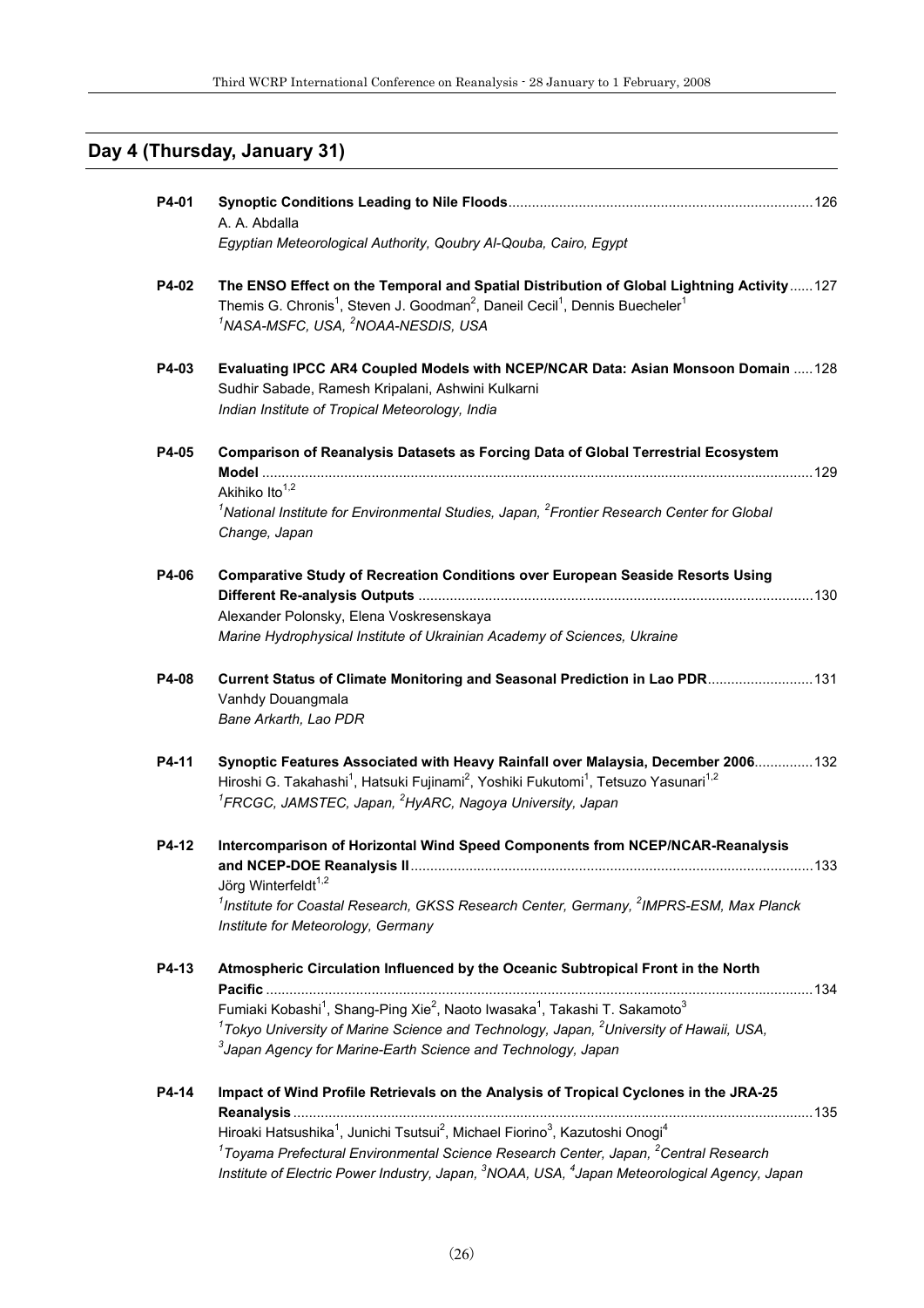## Day 4 (Thursday, January 31)

**P4-01** **Synoptic Conditions Leading to Nile Floods** ........ 126
A. A. Abdalla
*Egyptian Meteorological Authority, Qoubry Al-Qouba, Cairo, Egypt*

**P4-02** **The ENSO Effect on the Temporal and Spatial Distribution of Global Lightning Activity** ...... 127
Themis G. Chronis[1], Steven J. Goodman[2], Daneil Cecil[1], Dennis Buecheler[1]
*[1]NASA-MSFC, USA, [2]NOAA-NESDIS, USA*

**P4-03** **Evaluating IPCC AR4 Coupled Models with NCEP/NCAR Data: Asian Monsoon Domain** ..... 128
Sudhir Sabade, Ramesh Kripalani, Ashwini Kulkarni
*Indian Institute of Tropical Meteorology, India*

**P4-05** **Comparison of Reanalysis Datasets as Forcing Data of Global Terrestrial Ecosystem Model** ........ 129
Akihiko Ito[1,2]
*[1]National Institute for Environmental Studies, Japan, [2]Frontier Research Center for Global Change, Japan*

**P4-06** **Comparative Study of Recreation Conditions over European Seaside Resorts Using Different Re-analysis Outputs** ........ 130
Alexander Polonsky, Elena Voskresenskaya
*Marine Hydrophysical Institute of Ukrainian Academy of Sciences, Ukraine*

**P4-08** **Current Status of Climate Monitoring and Seasonal Prediction in Lao PDR** ........ 131
Vanhdy Douangmala
*Bane Arkarth, Lao PDR*

**P4-11** **Synoptic Features Associated with Heavy Rainfall over Malaysia, December 2006** ........ 132
Hiroshi G. Takahashi[1], Hatsuki Fujinami[2], Yoshiki Fukutomi[1], Tetsuzo Yasunari[1,2]
*[1]FRCGC, JAMSTEC, Japan, [2]HyARC, Nagoya University, Japan*

**P4-12** **Intercomparison of Horizontal Wind Speed Components from NCEP/NCAR-Reanalysis and NCEP-DOE Reanalysis II** ........ 133
Jörg Winterfeldt[1,2]
*[1]Institute for Coastal Research, GKSS Research Center, Germany, [2]IMPRS-ESM, Max Planck Institute for Meteorology, Germany*

**P4-13** **Atmospheric Circulation Influenced by the Oceanic Subtropical Front in the North Pacific** ........ 134
Fumiaki Kobashi[1], Shang-Ping Xie[2], Naoto Iwasaka[1], Takashi T. Sakamoto[3]
*[1]Tokyo University of Marine Science and Technology, Japan, [2]University of Hawaii, USA, [3]Japan Agency for Marine-Earth Science and Technology, Japan*

**P4-14** **Impact of Wind Profile Retrievals on the Analysis of Tropical Cyclones in the JRA-25 Reanalysis** ........ 135
Hiroaki Hatsushika[1], Junichi Tsutsui[2], Michael Fiorino[3], Kazutoshi Onogi[4]
*[1]Toyama Prefectural Environmental Science Research Center, Japan, [2]Central Research Institute of Electric Power Industry, Japan, [3]NOAA, USA, [4]Japan Meteorological Agency, Japan*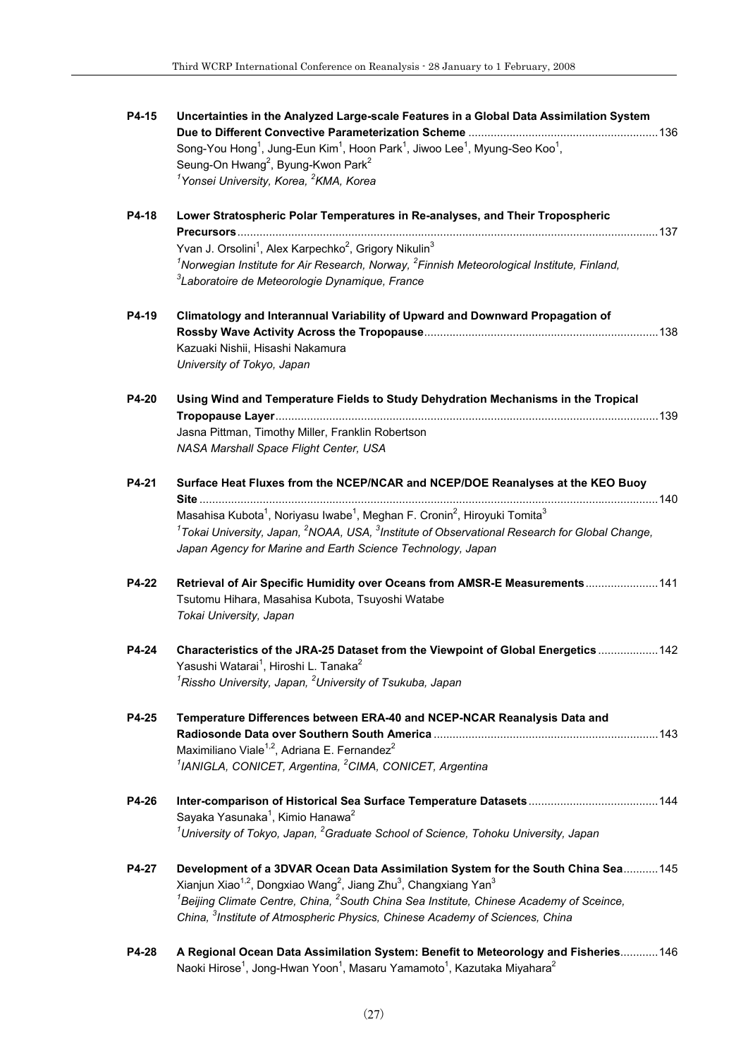**P4-15** **Uncertainties in the Analyzed Large-scale Features in a Global Data Assimilation System Due to Different Convective Parameterization Scheme** ............................................................136
Song-You Hong[1], Jung-Eun Kim[1], Hoon Park[1], Jiwoo Lee[1], Myung-Seo Koo[1], Seung-On Hwang[2], Byung-Kwon Park[2]
*[1]Yonsei University, Korea, [2]KMA, Korea*

**P4-18** **Lower Stratospheric Polar Temperatures in Re-analyses, and Their Tropospheric Precursors**......................................................................................................................................137
Yvan J. Orsolini[1], Alex Karpechko[2], Grigory Nikulin[3]
*[1]Norwegian Institute for Air Research, Norway, [2]Finnish Meteorological Institute, Finland, [3]Laboratoire de Meteorologie Dynamique, France*

**P4-19** **Climatology and Interannual Variability of Upward and Downward Propagation of Rossby Wave Activity Across the Tropopause**..........................................................................138
Kazuaki Nishii, Hisashi Nakamura
*University of Tokyo, Japan*

**P4-20** **Using Wind and Temperature Fields to Study Dehydration Mechanisms in the Tropical Tropopause Layer**.........................................................................................................................139
Jasna Pittman, Timothy Miller, Franklin Robertson
*NASA Marshall Space Flight Center, USA*

**P4-21** **Surface Heat Fluxes from the NCEP/NCAR and NCEP/DOE Reanalyses at the KEO Buoy Site** ..................................................................................................................................................140
Masahisa Kubota[1], Noriyasu Iwabe[1], Meghan F. Cronin[2], Hiroyuki Tomita[3]
*[1]Tokai University, Japan, [2]NOAA, USA, [3]Institute of Observational Research for Global Change, Japan Agency for Marine and Earth Science Technology, Japan*

**P4-22** **Retrieval of Air Specific Humidity over Oceans from AMSR-E Measurements**.......................141
Tsutomu Hihara, Masahisa Kubota, Tsuyoshi Watabe
*Tokai University, Japan*

**P4-24** **Characteristics of the JRA-25 Dataset from the Viewpoint of Global Energetics** ...................142
Yasushi Watarai[1], Hiroshi L. Tanaka[2]
*[1]Rissho University, Japan, [2]University of Tsukuba, Japan*

**P4-25** **Temperature Differences between ERA-40 and NCEP-NCAR Reanalysis Data and Radiosonde Data over Southern South America** .......................................................................143
Maximiliano Viale[1,2], Adriana E. Fernandez[2]
*[1]IANIGLA, CONICET, Argentina, [2]CIMA, CONICET, Argentina*

**P4-26** **Inter-comparison of Historical Sea Surface Temperature Datasets**.........................................144
Sayaka Yasunaka[1], Kimio Hanawa[2]
*[1]University of Tokyo, Japan, [2]Graduate School of Science, Tohoku University, Japan*

**P4-27** **Development of a 3DVAR Ocean Data Assimilation System for the South China Sea**...........145
Xianjun Xiao[1,2], Dongxiao Wang[2], Jiang Zhu[3], Changxiang Yan[3]
*[1]Beijing Climate Centre, China, [2]South China Sea Institute, Chinese Academy of Sceince, China, [3]Institute of Atmospheric Physics, Chinese Academy of Sciences, China*

**P4-28** **A Regional Ocean Data Assimilation System: Benefit to Meteorology and Fisheries**............146
Naoki Hirose[1], Jong-Hwan Yoon[1], Masaru Yamamoto[1], Kazutaka Miyahara[2]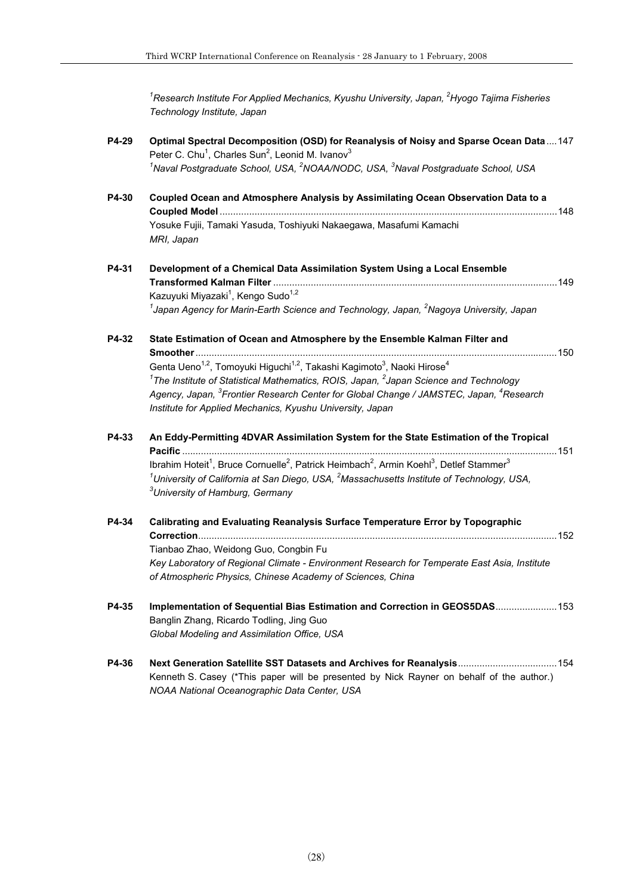[1]Research Institute For Applied Mechanics, Kyushu University, Japan, [2]Hyogo Tajima Fisheries Technology Institute, Japan

**P4-29** **Optimal Spectral Decomposition (OSD) for Reanalysis of Noisy and Sparse Ocean Data**....147
Peter C. Chu[1], Charles Sun[2], Leonid M. Ivanov[3]
*[1]Naval Postgraduate School, USA, [2]NOAA/NODC, USA, [3]Naval Postgraduate School, USA*

**P4-30** **Coupled Ocean and Atmosphere Analysis by Assimilating Ocean Observation Data to a Coupled Model**....148
Yosuke Fujii, Tamaki Yasuda, Toshiyuki Nakaegawa, Masafumi Kamachi
*MRI, Japan*

**P4-31** **Development of a Chemical Data Assimilation System Using a Local Ensemble Transformed Kalman Filter**....149
Kazuyuki Miyazaki[1], Kengo Sudo[1,2]
*[1]Japan Agency for Marin-Earth Science and Technology, Japan, [2]Nagoya University, Japan*

**P4-32** **State Estimation of Ocean and Atmosphere by the Ensemble Kalman Filter and Smoother**....150
Genta Ueno[1,2], Tomoyuki Higuchi[1,2], Takashi Kagimoto[3], Naoki Hirose[4]
*[1]The Institute of Statistical Mathematics, ROIS, Japan, [2]Japan Science and Technology Agency, Japan, [3]Frontier Research Center for Global Change / JAMSTEC, Japan, [4]Research Institute for Applied Mechanics, Kyushu University, Japan*

**P4-33** **An Eddy-Permitting 4DVAR Assimilation System for the State Estimation of the Tropical Pacific**....151
Ibrahim Hoteit[1], Bruce Cornuelle[2], Patrick Heimbach[2], Armin Koehl[3], Detlef Stammer[3]
*[1]University of California at San Diego, USA, [2]Massachusetts Institute of Technology, USA, [3]University of Hamburg, Germany*

**P4-34** **Calibrating and Evaluating Reanalysis Surface Temperature Error by Topographic Correction**....152
Tianbao Zhao, Weidong Guo, Congbin Fu
*Key Laboratory of Regional Climate - Environment Research for Temperate East Asia, Institute of Atmospheric Physics, Chinese Academy of Sciences, China*

**P4-35** **Implementation of Sequential Bias Estimation and Correction in GEOS5DAS**....153
Banglin Zhang, Ricardo Todling, Jing Guo
*Global Modeling and Assimilation Office, USA*

**P4-36** **Next Generation Satellite SST Datasets and Archives for Reanalysis**....154
Kenneth S. Casey (*This paper will be presented by Nick Rayner on behalf of the author.)
*NOAA National Oceanographic Data Center, USA*